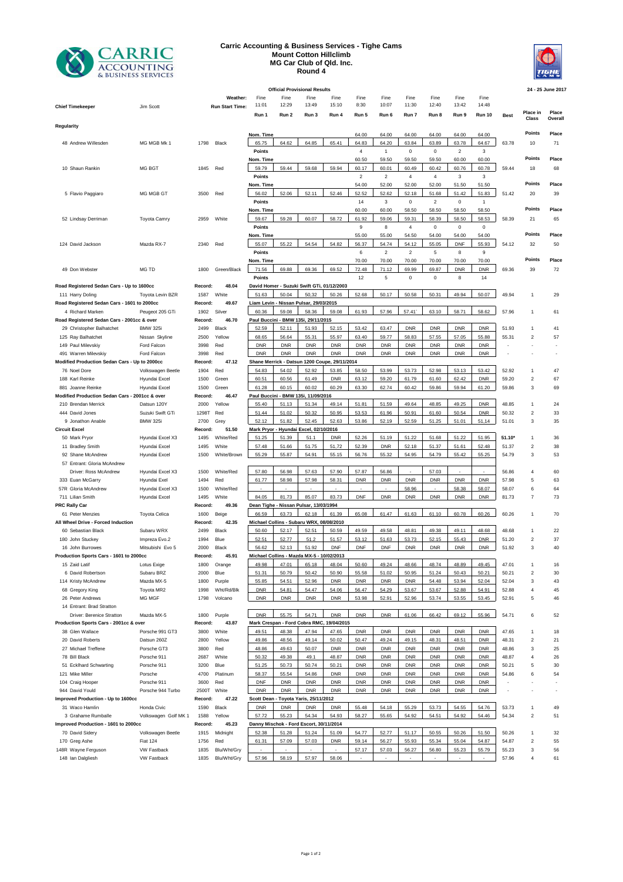# Carric Accounting & Business Services - Tighe Cams
## Mount Cotton Hillclimb
## MG Car Club of Qld. Inc.
## Round 4

**Official Provisional Results** — 24 - 25 June 2017

| Chief Timekeeper | Jim Scott | | | | Run 1 | Run 2 | Run 3 | Run 4 | Run 5 | Run 6 | Run 7 | Run 8 | Run 9 | Run 10 | Best | Place in Class | Place Overall |
|---|---|---|---|---|---|---|---|---|---|---|---|---|---|---|---|---|---|
| | | | | Weather: | Fine | Fine | Fine | Fine | Fine | Fine | Fine | Fine | Fine | Fine | | | |
| | | | | Run Start Time: | 11:01 | 12:29 | 13:49 | 15:10 | 8:30 | 10:07 | 11:30 | 12:40 | 13:42 | 14:48 | | | |
| **Regularity** | | | | | | | | | | | | | | | | | |
| | | | | Nom. Time | | | | | 64.00 | 64.00 | 64.00 | 64.00 | 64.00 | 64.00 | | Points | Place |
| 48 Andrew Willesden | MG MGB Mk 1 | 1798 | Black | | 65.75 | 64.62 | 64.85 | 65.41 | 64.83 | 64.20 | 63.84 | 63.89 | 63.78 | 64.67 | 63.78 | 10 | 71 |
| | | | | Points | | | | | 4 | 1 | 0 | 0 | 2 | 3 | | | |
| | | | | Nom. Time | | | | | 60.50 | 59.50 | 59.50 | 59.50 | 60.00 | 60.00 | | Points | Place |
| 10 Shaun Rankin | MG BGT | 1845 | Red | | 59.79 | 59.44 | 59.68 | 59.94 | 60.17 | 60.01 | 60.49 | 60.42 | 60.76 | 60.78 | 59.44 | 18 | 68 |
| | | | | Points | | | | | 2 | 2 | 4 | 4 | 3 | 3 | | | |
| | | | | Nom. Time | | | | | 54.00 | 52.00 | 52.00 | 52.00 | 51.50 | 51.50 | | Points | Place |
| 5 Flavio Paggiaro | MG MGB GT | 3500 | Red | | 56.02 | 52.06 | 52.11 | 52.46 | 52.52 | 52.62 | 52.18 | 51.68 | 51.42 | 51.83 | 51.42 | 20 | 39 |
| | | | | Points | | | | | 14 | 3 | 0 | 2 | 0 | 1 | | | |
| | | | | Nom. Time | | | | | 60.00 | 60.00 | 58.50 | 58.50 | 58.50 | 58.50 | | Points | Place |
| 52 Lindsay Derriman | Toyota Camry | 2959 | White | | 59.67 | 59.28 | 60.07 | 58.72 | 61.92 | 59.06 | 59.31 | 58.39 | 58.50 | 58.53 | 58.39 | 21 | 65 |
| | | | | Points | | | | | 9 | 8 | 4 | 0 | 0 | 0 | | | |
| | | | | Nom. Time | | | | | 55.00 | 55.00 | 54.50 | 54.00 | 54.00 | 54.00 | | Points | Place |
| 124 David Jackson | Mazda RX-7 | 2340 | Red | | 55.07 | 55.22 | 54.54 | 54.82 | 56.37 | 54.74 | 54.12 | 55.05 | DNF | 55.93 | 54.12 | 32 | 50 |
| | | | | Points | | | | | 6 | 2 | 2 | 5 | 8 | 9 | | | |
| | | | | Nom. Time | | | | | 70.00 | 70.00 | 70.00 | 70.00 | 70.00 | 70.00 | | Points | Place |
| 49 Don Webster | MG TD | 1800 | Green/Black | | 71.56 | 69.88 | 69.36 | 69.52 | 72.48 | 71.12 | 69.99 | 69.87 | DNR | DNR | 69.36 | 39 | 72 |
| | | | | Points | | | | | 12 | 5 | 0 | 0 | 8 | 14 | | | |
| **Road Registered Sedan Cars - Up to 1600cc** | | Record: | 48.04 | | David Homer - Suzuki Swift GTi, 01/12/2003 | | | | | | | | | | | | |
| 111 Harry Doling | Toyota Levin BZR | 1587 | White | | 51.63 | 50.04 | 50.32 | 50.26 | 52.68 | 50.17 | 50.58 | 50.31 | 49.94 | 50.07 | 49.94 | 1 | 29 |
| **Road Registered Sedan Cars - 1601 to 2000cc** | | Record: | 49.67 | | Liam Levin - Nissan Pulsar, 29/03/2015 | | | | | | | | | | | | |
| 4 Richard Marken | Peugeot 205 GTi | 1902 | Silver | | 60.36 | 59.08 | 58.36 | 59.08 | 61.93 | 57.96 | 57.41` | 63.10 | 58.71 | 58.62 | 57.96 | 1 | 61 |
| **Road Registered Sedan Cars - 2001cc & over** | | Record: | 46.70 | | Paul Buccini - BMW 135i, 29/11/2015 | | | | | | | | | | | | |
| 29 Christopher Balhatchet | BMW 325i | 2499 | Black | | 52.59 | 52.11 | 51.93 | 52.15 | 53.42 | 63.47 | DNR | DNR | DNR | DNR | 51.93 | 1 | 41 |
| 125 Ray Balhatchet | Nissan Skyline | 2500 | Yellow | | 68.65 | 56.64 | 55.31 | 55.97 | 63.40 | 59.77 | 58.83 | 57.55 | 57.05 | 55.88 | 55.31 | 2 | 57 |
| 149 Paul Milevskiy | Ford Falcon | 3998 | Red | | DNR | DNR | DNR | DNR | DNR | DNR | DNR | DNR | DNR | DNR | - | - | - |
| 491 Warren Milevskiy | Ford Falcon | 3998 | Red | | DNR | DNR | DNR | DNR | DNR | DNR | DNR | DNR | DNR | DNR | - | - | - |
| **Modified Production Sedan Cars - Up to 2000cc** | | Record: | 47.12 | | Shane Merrick - Datsun 1200 Coupe, 29/11/2014 | | | | | | | | | | | | |
| 76 Noel Dore | Volkswagen Beetle | 1904 | Red | | 54.83 | 54.02 | 52.92 | 53.85 | 58.50 | 53.99 | 53.73 | 52.98 | 53.13 | 53.42 | 52.92 | 1 | 47 |
| 188 Karl Reinke | Hyundai Excel | 1500 | Green | | 60.51 | 60.56 | 61.49 | DNR | 63.12 | 59.20 | 61.79 | 61.60 | 62.42 | DNR | 59.20 | 2 | 67 |
| 881 Joanne Reinke | Hyundai Excel | 1500 | Green | | 61.28 | 60.15 | 60.02 | 60.29 | 63.30 | 62.74 | 60.42 | 59.86 | 59.94 | 61.20 | 59.86 | 3 | 69 |
| **Modified Production Sedan Cars - 2001cc & over** | | Record: | 46.47 | | Paul Buccini - BMW 135i, 11/09/2016 | | | | | | | | | | | | |
| 210 Brendan Merrick | Datsun 120Y | 2000 | Yellow | | 55.40 | 51.13 | 51.34 | 49.14 | 51.81 | 51.59 | 49.64 | 48.85 | 49.25 | DNR | 48.85 | 1 | 24 |
| 444 David Jones | Suzuki Swift GTi | 1298T | Red | | 51.44 | 51.02 | 50.32 | 50.95 | 53.53 | 61.96 | 50.91 | 51.60 | 50.54 | DNR | 50.32 | 2 | 33 |
| 9 Jonathon Anable | BMW 325i | 2700 | Grey | | 52.12 | 51.82 | 52.45 | 52.63 | 53.86 | 52.19 | 52.59 | 51.25 | 51.01 | 51,14 | 51.01 | 3 | 35 |
| **Circuit Excel** | | Record: | 51.50 | | Mark Pryor - Hyundai Excel, 02/10/2016 | | | | | | | | | | | | |
| 50 Mark Pryor | Hyundai Excel X3 | 1495 | White/Red | | 51.25 | 51.39 | 51.1 | DNR | 52.26 | 51.19 | 51.22 | 51.68 | 51.22 | 51.95 | 51.10* | 1 | 36 |
| 11 Bradley Smith | Hyundai Excel | 1495 | White | | 57.48 | 51.66 | 51.75 | 51,72 | 52.39 | DNR | 52.18 | 51.37 | 51.61 | 52.48 | 51.37 | 2 | 38 |
| 92 Shane McAndrew | Hyundai Excel | 1500 | White/Brown | | 55.29 | 55.87 | 54.91 | 55.15 | 56.76 | 55.32 | 54.95 | 54.79 | 55.42 | 55.25 | 54.79 | 3 | 53 |
| 57 Entrant: Gloria McAndrew | | | | | | | | | | | | | | | | | |
| Driver: Ross McAndrew | Hyundai Excel X3 | 1500 | White/Red | | 57.80 | 56.98 | 57.63 | 57.90 | 57.87 | 56.86 | - | 57.03 | - | - | 56.86 | 4 | 60 |
| 333 Euan McGarry | Hyundai Exel | 1494 | Red | | 61.77 | 58.98 | 57.98 | 58.31 | DNR | DNR | DNR | DNR | DNR | DNR | 57.98 | 5 | 63 |
| 57R Gloria McAndrew | Hyundai Excel X3 | 1500 | White/Red | | - | - | - | - | - | - | 58.96 | - | 58.38 | 58.07 | 58.07 | 6 | 64 |
| 711 Lilian Smith | Hyundai Excel | 1495 | White | | 84.05 | 81.73 | 85.07 | 83.73 | DNF | DNR | DNR | DNR | DNR | DNR | 81.73 | 7 | 73 |
| **PRC Rally Car** | | Record: | 49.36 | | Dean Tighe - Nissan Pulsar, 13/03/1994 | | | | | | | | | | | | |
| 61 Peter Menzies | Toyota Celica | 1600 | Beige | | 66.59 | 63.73 | 62.18 | 61.39 | 65.08 | 61.47 | 61.63 | 61.10 | 60.78 | 60.26 | 60.26 | 1 | 70 |
| **All Wheel Drive - Forced Induction** | | Record: | 42.35 | | Michael Collins - Subaru WRX, 08/08/2010 | | | | | | | | | | | | |
| 60 Sebastian Black | Subaru WRX | 2499 | Black | | 50.60 | 52.17 | 52.51 | 50.59 | 49.59 | 49.58 | 48.81 | 49.38 | 49.11 | 48.68 | 48.68 | 1 | 22 |
| 180 John Stuckey | Impreza Evo.2 | 1994 | Blue | | 52.51 | 52.77 | 51.2 | 51.57 | 53.12 | 51.63 | 53.73 | 52.15 | 55.43 | DNR | 51.20 | 2 | 37 |
| 16 John Burrowes | Mitsubishi Evo 5 | 2000 | Black | | 56.62 | 52.13 | 51.92 | DNF | DNF | DNF | DNR | DNR | DNR | DNR | 51.92 | 3 | 40 |
| **Production Sports Cars - 1601 to 2000cc** | | Record: | 45.91 | | Michael Collins - Mazda MX-5 - 10/02/2013 | | | | | | | | | | | | |
| 15 Zaid Latif | Lotus Exige | 1800 | Orange | | 49.98 | 47.01 | 65.18 | 48.04 | 50.60 | 49.24 | 48.66 | 48.74 | 48.89 | 49.45 | 47.01 | 1 | 16 |
| 6 David Robertson | Subaru BRZ | 2000 | Blue | | 51.31 | 50.79 | 50.42 | 50.90 | 55.58 | 51.02 | 50.95 | 51.24 | 50.43 | 50.21 | 50.21 | 2 | 30 |
| 114 Kristy McAndrew | Mazda MX-5 | 1800 | Purple | | 55.85 | 54.51 | 52.96 | DNR | DNR | DNR | DNR | 54.48 | 53.94 | 52.04 | 52.04 | 3 | 43 |
| 68 Gregory King | Toyota MR2 | 1998 | Wht/Rd/Blk | | DNR | 54.81 | 54.47 | 54.06 | 56.47 | 54.29 | 53.67 | 53.67 | 52.88 | 54.91 | 52.88 | 4 | 45 |
| 26 Peter Andrews | MG MGF | 1798 | Volcano | | DNR | DNR | DNR | DNR | 53.98 | 52.91 | 52.96 | 53.74 | 53.55 | 53.45 | 52.91 | 5 | 46 |
| 14 Entrant: Brad Stratton | | | | | | | | | | | | | | | | | |
| Driver: Berenice Stratton | Mazda MX-5 | 1800 | Purple | | DNR | 55.75 | 54.71 | DNR | DNR | DNR | 61.06 | 66.42 | 69.12 | 55.96 | 54.71 | 6 | 52 |
| **Production Sports Cars - 2001cc & over** | | Record: | 43.87 | | Mark Crespan - Ford Cobra RMC, 19/04/2015 | | | | | | | | | | | | |
| 38 Glen Wallace | Porsche 991 GT3 | 3800 | White | | 49.51 | 48.38 | 47.94 | 47.65 | DNR | DNR | DNR | DNR | DNR | DNR | 47.65 | 1 | 18 |
| 20 David Roberts | Datsun 260Z | 2800 | Yellow | | 49.86 | 48.56 | 49.14 | 50.02 | 50.47 | 49.24 | 49.15 | 48.31 | 48.51 | DNR | 48.31 | 2 | 21 |
| 27 Michael Treffene | Porsche GT3 | 3800 | Red | | 48.86 | 49.63 | 50.07 | DNR | DNR | DNR | DNR | DNR | DNR | DNR | 48.86 | 3 | 25 |
| 78 Bill Black | Porsche 911 | 2687 | White | | 50.32 | 49.38 | 49.1 | 48.87 | DNR | DNR | DNR | DNR | DNR | DNR | 48.87 | 4 | 26 |
| 51 Eckhard Schwarting | Porsche 911 | 3200 | Blue | | 51.25 | 50.73 | 50.74 | 50.21 | DNR | DNR | DNR | DNR | DNR | DNR | 50.21 | 5 | 30 |
| 121 Mike Miller | Porsche | 4700 | Platinum | | 58.37 | 55.54 | 54.86 | DNR | DNR | DNR | DNR | DNR | DNR | DNR | 54.86 | 6 | 54 |
| 104 Craig Hooper | Porsche 911 | 3600 | Red | | DNF | DNR | DNR | DNR | DNR | DNR | DNR | DNR | DNR | DNR | - | - | - |
| 944 David Yould | Porsche 944 Turbo | 2500T | White | | DNR | DNR | DNR | DNR | DNR | DNR | DNR | DNR | DNR | DNR | - | - | - |
| **Improved Production - Up to 1600cc** | | Record: | 47.22 | | Scott Dean - Toyota Yaris, 25/11/2012 | | | | | | | | | | | | |
| 31 Waco Hamlin | Honda Civic | 1590 | Black | | DNR | DNR | DNR | DNR | 55.48 | 54.18 | 55.29 | 53.73 | 54.55 | 54.76 | 53.73 | 1 | 49 |
| 3 Grahame Rumballe | Volkswagen Golf MK 1 | 1588 | Yellow | | 57.72 | 55.23 | 54.34 | 54.93 | 58.27 | 55.65 | 54.92 | 54.51 | 54.92 | 54.46 | 54.34 | 2 | 51 |
| **Improved Production - 1601 to 2000cc** | | Record: | 45.23 | | Danny Mischok - Ford Escort, 30/11/2014 | | | | | | | | | | | | |
| 70 David Sidery | Volkswagen Beetle | 1915 | Midnight | | 52.38 | 51.28 | 51.24 | 51.09 | 54.77 | 52.77 | 51.17 | 50.55 | 50.26 | 51.50 | 50.26 | 1 | 32 |
| 170 Greg Ashe | Fiat 124 | 1756 | Red | | 61.31 | 57.09 | 57.03 | DNR | 59.14 | 56.27 | 55.93 | 55.34 | 55.04 | 54.87 | 54.87 | 2 | 55 |
| 148R Wayne Ferguson | VW Fastback | 1835 | Blu/Wht/Gry | | - | - | - | - | 57.17 | 57.03 | 56.27 | 56.80 | 55.23 | 55.79 | 55.23 | 3 | 56 |
| 148 Ian Dalgliesh | VW Fastback | 1835 | Blu/Wht/Gry | | 57.96 | 58.19 | 57.97 | 58.06 | - | - | - | - | - | - | 57.96 | 4 | 61 |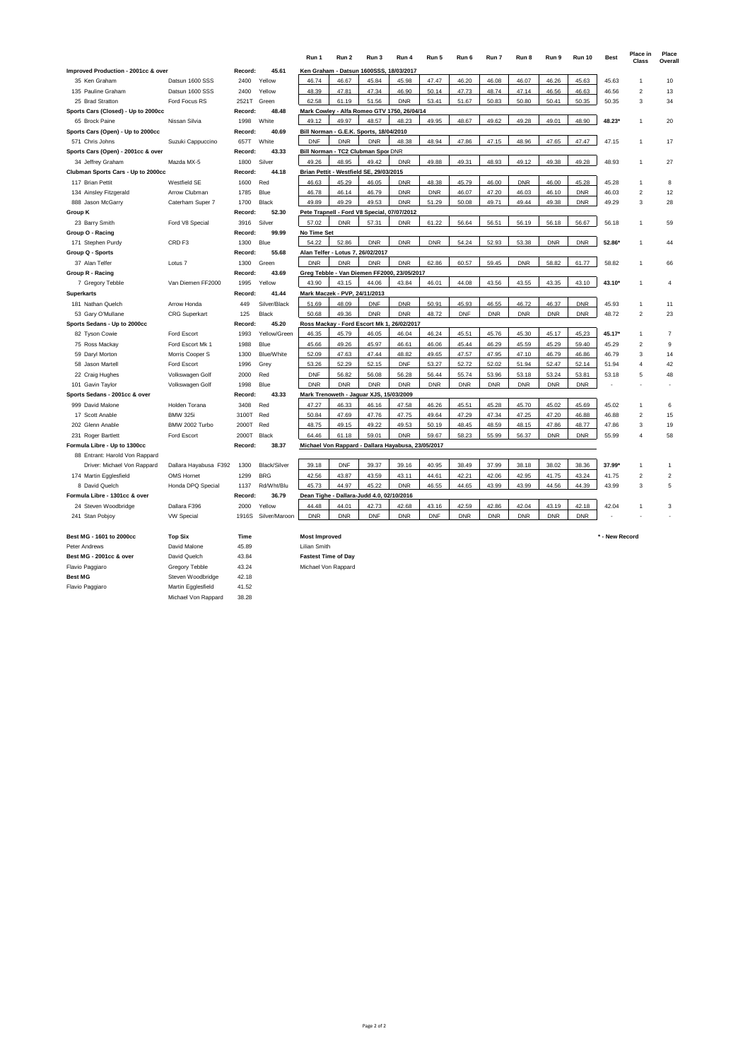| | | | | Run 1 | Run 2 | Run 3 | Run 4 | Run 5 | Run 6 | Run 7 | Run 8 | Run 9 | Run 10 | Best | Place in Class | Place Overall |
|---|---|---|---|---|---|---|---|---|---|---|---|---|---|---|---|---|
| **Improved Production - 2001cc & over** | | Record: | 45.61 | Ken Graham - Datsun 1600SSS, 18/03/2017 | | | | | | | | | | | | |
| 35 Ken Graham | Datsun 1600 SSS | 2400 | Yellow | 46.74 | 46.67 | 45.84 | 45.98 | 47.47 | 46.20 | 46.08 | 46.07 | 46.26 | 45.63 | 45.63 | 1 | 10 |
| 135 Pauline Graham | Datsun 1600 SSS | 2400 | Yellow | 48.39 | 47.81 | 47.34 | 46.90 | 50.14 | 47.73 | 48.74 | 47.14 | 46.56 | 46.63 | 46.56 | 2 | 13 |
| 25 Brad Stratton | Ford Focus RS | 2521T | Green | 62.58 | 61.19 | 51.56 | DNR | 53.41 | 51.67 | 50.83 | 50.80 | 50.41 | 50.35 | 50.35 | 3 | 34 |
| **Sports Cars (Closed) - Up to 2000cc** | | Record: | 48.48 | Mark Cowley - Alfa Romeo GTV 1750, 26/04/14 | | | | | | | | | | | | |
| 65 Brock Paine | Nissan Silvia | 1998 | White | 49.12 | 49.97 | 48.57 | 48.23 | 49.95 | 48.67 | 49.62 | 49.28 | 49.01 | 48.90 | 48.23* | 1 | 20 |
| **Sports Cars (Open) - Up to 2000cc** | | Record: | 40.69 | Bill Norman - G.E.K. Sports, 18/04/2010 | | | | | | | | | | | | |
| 571 Chris Johns | Suzuki Cappuccino | 657T | White | DNF | DNR | DNR | 48.38 | 48.94 | 47.86 | 47.15 | 48.96 | 47.65 | 47.47 | 47.15 | 1 | 17 |
| **Sports Cars (Open) - 2001cc & over** | | Record: | 43.33 | Bill Norman - TC2 Clubman Spor DNR | | | | | | | | | | | | |
| 34 Jeffrey Graham | Mazda MX-5 | 1800 | Silver | 49.26 | 48.95 | 49.42 | DNR | 49.88 | 49.31 | 48.93 | 49.12 | 49.38 | 49.28 | 48.93 | 1 | 27 |
| **Clubman Sports Cars - Up to 2000cc** | | Record: | 44.18 | Brian Pettit - Westfield SE, 29/03/2015 | | | | | | | | | | | | |
| 117 Brian Pettit | Westfield SE | 1600 | Red | 46.63 | 45.29 | 46.05 | DNR | 48.38 | 45.79 | 46.00 | DNR | 46.00 | 45.28 | 45.28 | 1 | 8 |
| 134 Ainsley Fitzgerald | Arrow Clubman | 1785 | Blue | 46.78 | 46.14 | 46.79 | DNR | DNR | 46.07 | 47.20 | 46.03 | 46.10 | DNR | 46.03 | 2 | 12 |
| 888 Jason McGarry | Caterham Super 7 | 1700 | Black | 49.89 | 49.29 | 49.53 | DNR | 51.29 | 50.08 | 49.71 | 49.44 | 49.38 | DNR | 49.29 | 3 | 28 |
| **Group K** | | Record: | 52.30 | Pete Trapnell - Ford V8 Special, 07/07/2012 | | | | | | | | | | | | |
| 23 Barry Smith | Ford V8 Special | 3916 | Silver | 57.02 | DNR | 57.31 | DNR | 61.22 | 56.64 | 56.51 | 56.19 | 56.18 | 56.67 | 56.18 | 1 | 59 |
| **Group O - Racing** | | Record: | 99.99 | No Time Set | | | | | | | | | | | | |
| 171 Stephen Purdy | CRD F3 | 1300 | Blue | 54.22 | 52.86 | DNR | DNR | DNR | 54.24 | 52.93 | 53.38 | DNR | DNR | 52.86* | 1 | 44 |
| **Group Q - Sports** | | Record: | 55.68 | Alan Telfer - Lotus 7, 26/02/2017 | | | | | | | | | | | | |
| 37 Alan Telfer | Lotus 7 | 1300 | Green | DNR | DNR | DNR | DNR | 62.86 | 60.57 | 59.45 | DNR | 58.82 | 61.77 | 58.82 | 1 | 66 |
| **Group R - Racing** | | Record: | 43.69 | Greg Tebble - Van Diemen FF2000, 23/05/2017 | | | | | | | | | | | | |
| 7 Gregory Tebble | Van Diemen FF2000 | 1995 | Yellow | 43.90 | 43.15 | 44.06 | 43.84 | 46.01 | 44.08 | 43.56 | 43.55 | 43.35 | 43.10 | 43.10* | 1 | 4 |
| **Superkarts** | | Record: | 41.44 | Mark Maczek - PVP, 24/11/2013 | | | | | | | | | | | | |
| 181 Nathan Quelch | Arrow Honda | 449 | Silver/Black | 51.69 | 48.09 | DNF | DNR | 50.91 | 45.93 | 46.55 | 46.72 | 46.37 | DNR | 45.93 | 1 | 11 |
| 53 Gary O'Mullane | CRG Superkart | 125 | Black | 50.68 | 49.36 | DNR | DNR | 48.72 | DNF | DNR | DNR | DNR | DNR | 48.72 | 2 | 23 |
| **Sports Sedans - Up to 2000cc** | | Record: | 45.20 | Ross Mackay - Ford Escort Mk 1, 26/02/2017 | | | | | | | | | | | | |
| 82 Tyson Cowie | Ford Escort | 1993 | Yellow/Green | 46.35 | 45.79 | 46.05 | 46.04 | 46.24 | 45.51 | 45.76 | 45.30 | 45.17 | 45.23 | 45.17* | 1 | 7 |
| 75 Ross Mackay | Ford Escort Mk 1 | 1988 | Blue | 45.66 | 49.26 | 45.97 | 46.61 | 46.06 | 45.44 | 46.29 | 45.59 | 45.29 | 59.40 | 45.29 | 2 | 9 |
| 59 Daryl Morton | Morris Cooper S | 1300 | Blue/White | 52.09 | 47.63 | 47.44 | 48.82 | 49.65 | 47.57 | 47.95 | 47.10 | 46.79 | 46.86 | 46.79 | 3 | 14 |
| 58 Jason Martell | Ford Escort | 1996 | Grey | 53.26 | 52.29 | 52.15 | DNF | 53.27 | 52.72 | 52.02 | 51.94 | 52.47 | 52.14 | 51.94 | 4 | 42 |
| 22 Craig Hughes | Volkswagen Golf | 2000 | Red | DNF | 56.82 | 56.08 | 56.28 | 56.44 | 55.74 | 53.96 | 53.18 | 53.24 | 53.81 | 53.18 | 5 | 48 |
| 101 Gavin Taylor | Volkswagen Golf | 1998 | Blue | DNR | DNR | DNR | DNR | DNR | DNR | DNR | DNR | DNR | DNR | - | - | - |
| **Sports Sedans - 2001cc & over** | | Record: | 43.33 | Mark Trenoweth - Jaguar XJS, 15/03/2009 | | | | | | | | | | | | |
| 999 David Malone | Holden Torana | 3408 | Red | 47.27 | 46.33 | 46.16 | 47.58 | 46.26 | 45.51 | 45.28 | 45.70 | 45.02 | 45.69 | 45.02 | 1 | 6 |
| 17 Scott Anable | BMW 325i | 3100T | Red | 50.84 | 47.69 | 47.76 | 47.75 | 49.64 | 47.29 | 47.34 | 47.25 | 47.20 | 46.88 | 46.88 | 2 | 15 |
| 202 Glenn Anable | BMW 2002 Turbo | 2000T | Red | 48.75 | 49.15 | 49.22 | 49.53 | 50.19 | 48.45 | 48.59 | 48.15 | 47.86 | 48.77 | 47.86 | 3 | 19 |
| 231 Roger Bartlett | Ford Escort | 2000T | Black | 64.46 | 61.18 | 59.01 | DNR | 59.67 | 58.23 | 55.99 | 56.37 | DNR | DNR | 55.99 | 4 | 58 |
| **Formula Libre - Up to 1300cc** | | Record: | 38.37 | Michael Von Rappard - Dallara Hayabusa, 23/05/2017 | | | | | | | | | | | | |
| 88 Entrant: Harold Von Rappard | | | | | | | | | | | | | | | | |
| Driver: Michael Von Rappard | Dallara Hayabusa F392 | 1300 | Black/Silver | 39.18 | DNF | 39.37 | 39.16 | 40.95 | 38.49 | 37.99 | 38.18 | 38.02 | 38.36 | 37.99* | 1 | 1 |
| 174 Martin Egglesfield | OMS Hornet | 1299 | BRG | 42.56 | 43.87 | 43.59 | 43.11 | 44.61 | 42.21 | 42.06 | 42.95 | 41.75 | 43.24 | 41.75 | 2 | 2 |
| 8 David Quelch | Honda DPQ Special | 1137 | Rd/Wht/Blu | 45.73 | 44.97 | 45.22 | DNR | 46.55 | 44.65 | 43.99 | 43.99 | 44.56 | 44.39 | 43.99 | 3 | 5 |
| **Formula Libre - 1301cc & over** | | Record: | 36.79 | Dean Tighe - Dallara-Judd 4.0, 02/10/2016 | | | | | | | | | | | | |
| 24 Steven Woodbridge | Dallara F396 | 2000 | Yellow | 44.48 | 44.01 | 42.73 | 42.68 | 43.16 | 42.59 | 42.86 | 42.04 | 43.19 | 42.18 | 42.04 | 1 | 3 |
| 241 Stan Pobjoy | VW Special | 1916S | Silver/Maroon | DNR | DNR | DNF | DNR | DNF | DNR | DNR | DNR | DNR | DNR | - | - | - |

| | | | |
|---|---|---|---|
| **Best MG - 1601 to 2000cc** | **Top Six** | **Time** | **Most Improved** |
| Peter Andrews | David Malone | 45.89 | Lilian Smith |
| **Best MG - 2001cc & over** | David Quelch | 43.84 | **Fastest Time of Day** |
| Flavio Paggiaro | Gregory Tebble | 43.24 | Michael Von Rappard |
| **Best MG** | Steven Woodbridge | 42.18 | |
| Flavio Paggiaro | Martin Egglesfield | 41.52 | |
| | Michael Von Rappard | 38.28 | |

\* - New Record